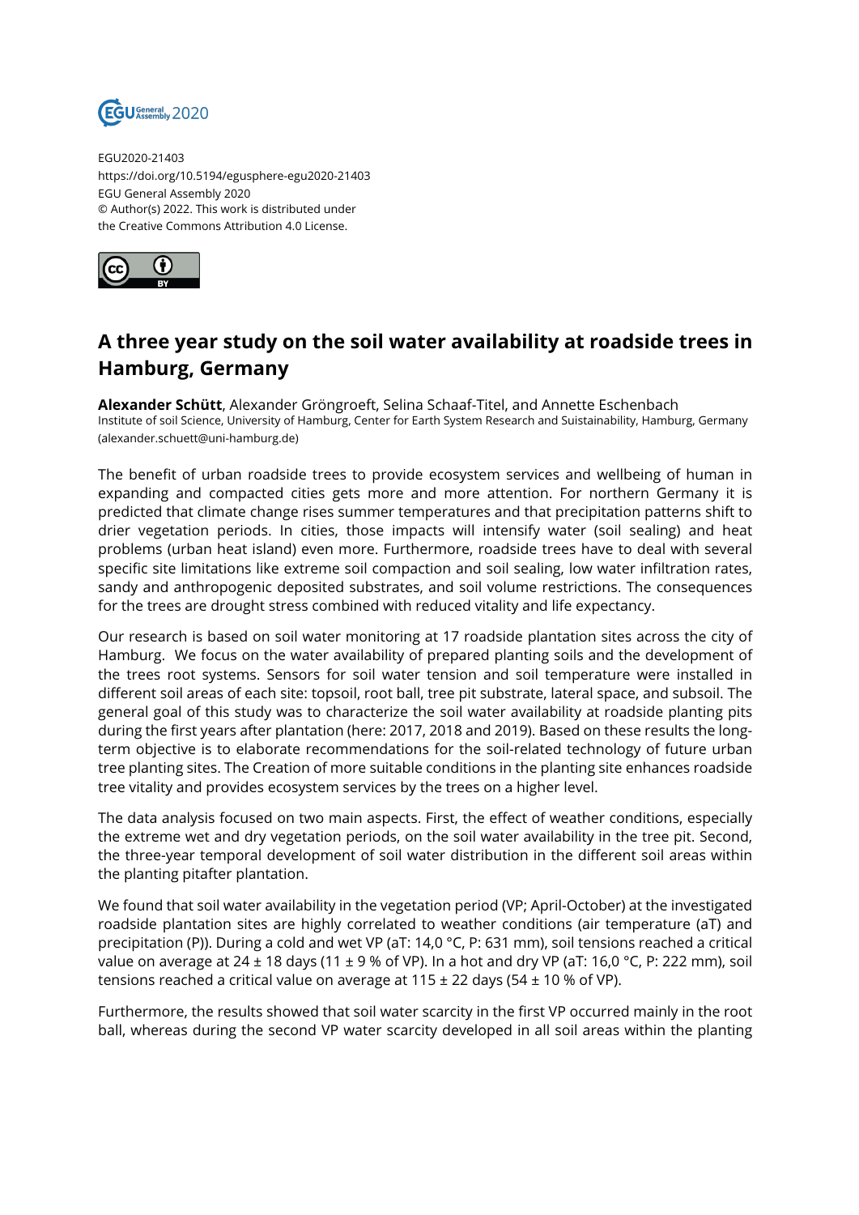EGU2020-21403
https://doi.org/10.5194/egusphere-egu2020-21403
EGU General Assembly 2020
© Author(s) 2022. This work is distributed under
the Creative Commons Attribution 4.0 License.

# A three year study on the soil water availability at roadside trees in Hamburg, Germany

**Alexander Schütt**, Alexander Gröngroeft, Selina Schaaf-Titel, and Annette Eschenbach
Institute of soil Science, University of Hamburg, Center for Earth System Research and Suistainability, Hamburg, Germany (alexander.schuett@uni-hamburg.de)

The benefit of urban roadside trees to provide ecosystem services and wellbeing of human in expanding and compacted cities gets more and more attention. For northern Germany it is predicted that climate change rises summer temperatures and that precipitation patterns shift to drier vegetation periods. In cities, those impacts will intensify water (soil sealing) and heat problems (urban heat island) even more. Furthermore, roadside trees have to deal with several specific site limitations like extreme soil compaction and soil sealing, low water infiltration rates, sandy and anthropogenic deposited substrates, and soil volume restrictions. The consequences for the trees are drought stress combined with reduced vitality and life expectancy.

Our research is based on soil water monitoring at 17 roadside plantation sites across the city of Hamburg. We focus on the water availability of prepared planting soils and the development of the trees root systems. Sensors for soil water tension and soil temperature were installed in different soil areas of each site: topsoil, root ball, tree pit substrate, lateral space, and subsoil. The general goal of this study was to characterize the soil water availability at roadside planting pits during the first years after plantation (here: 2017, 2018 and 2019). Based on these results the long-term objective is to elaborate recommendations for the soil-related technology of future urban tree planting sites. The Creation of more suitable conditions in the planting site enhances roadside tree vitality and provides ecosystem services by the trees on a higher level.

The data analysis focused on two main aspects. First, the effect of weather conditions, especially the extreme wet and dry vegetation periods, on the soil water availability in the tree pit. Second, the three-year temporal development of soil water distribution in the different soil areas within the planting pitafter plantation.

We found that soil water availability in the vegetation period (VP; April-October) at the investigated roadside plantation sites are highly correlated to weather conditions (air temperature (aT) and precipitation (P)). During a cold and wet VP (aT: 14,0 °C, P: 631 mm), soil tensions reached a critical value on average at 24 ± 18 days (11 ± 9 % of VP). In a hot and dry VP (aT: 16,0 °C, P: 222 mm), soil tensions reached a critical value on average at 115 ± 22 days (54 ± 10 % of VP).

Furthermore, the results showed that soil water scarcity in the first VP occurred mainly in the root ball, whereas during the second VP water scarcity developed in all soil areas within the planting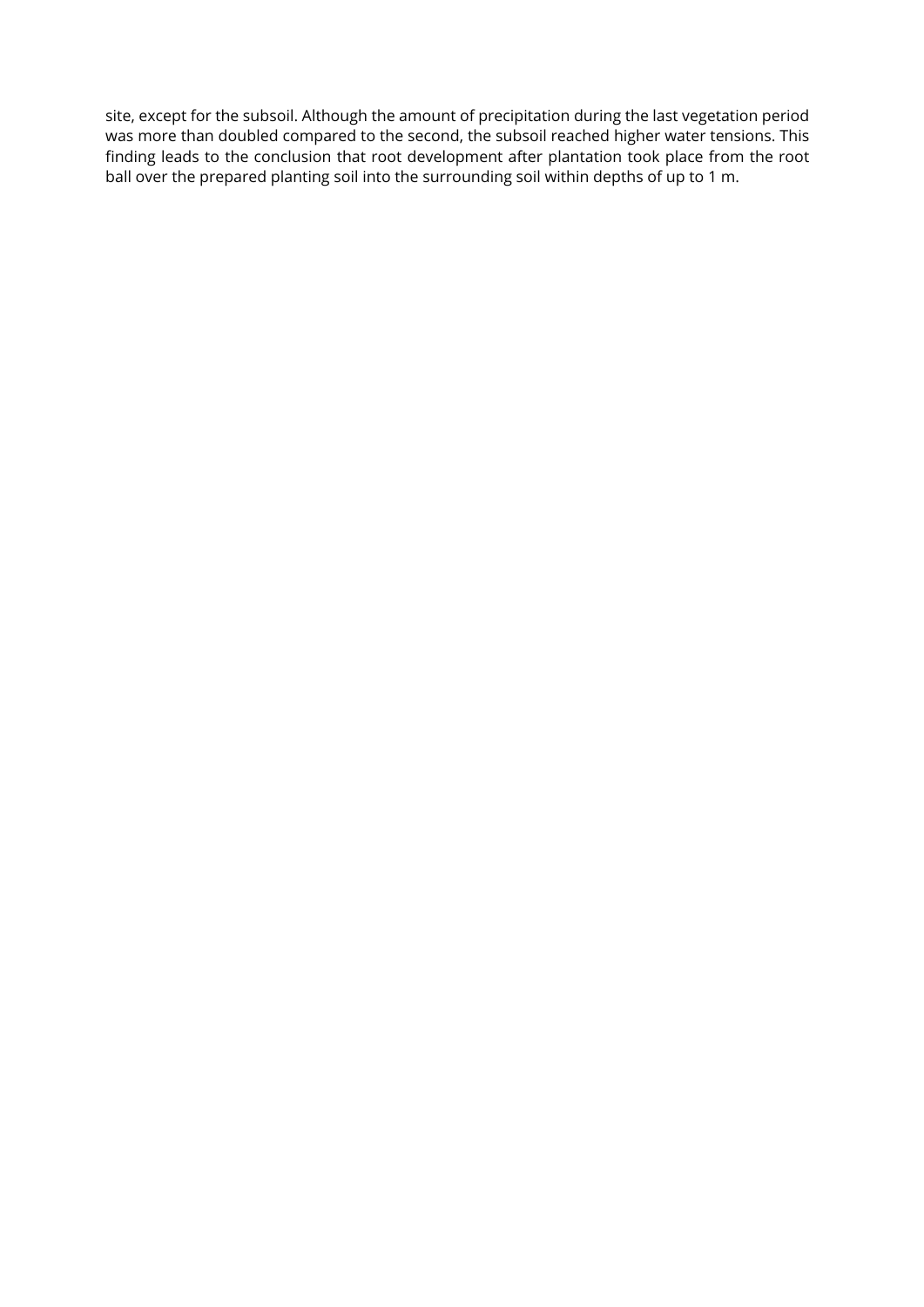site, except for the subsoil. Although the amount of precipitation during the last vegetation period was more than doubled compared to the second, the subsoil reached higher water tensions. This finding leads to the conclusion that root development after plantation took place from the root ball over the prepared planting soil into the surrounding soil within depths of up to 1 m.